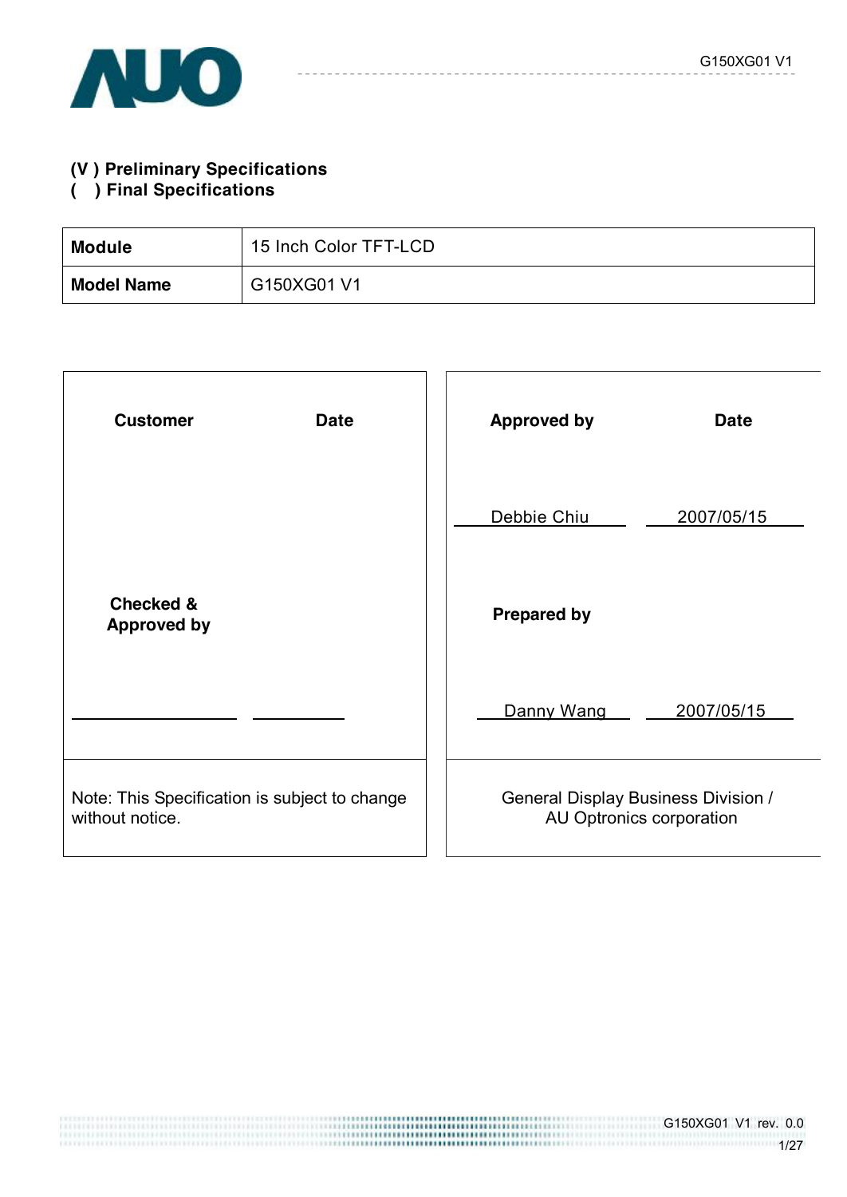**(V ) Preliminary Specifications**
**( ) Final Specifications**

| **Module** | 15 Inch Color TFT-LCD |
|---|---|
| **Model Name** | G150XG01 V1 |

| **Customer** | **Date** | **Approved by** | **Date** |
|---|---|---|---|
| | | Debbie Chiu | 2007/05/15 |
| **Checked & Approved by** | | **Prepared by** | |
| | | Danny Wang | 2007/05/15 |
| Note: This Specification is subject to change without notice. | | General Display Business Division / AU Optronics corporation | |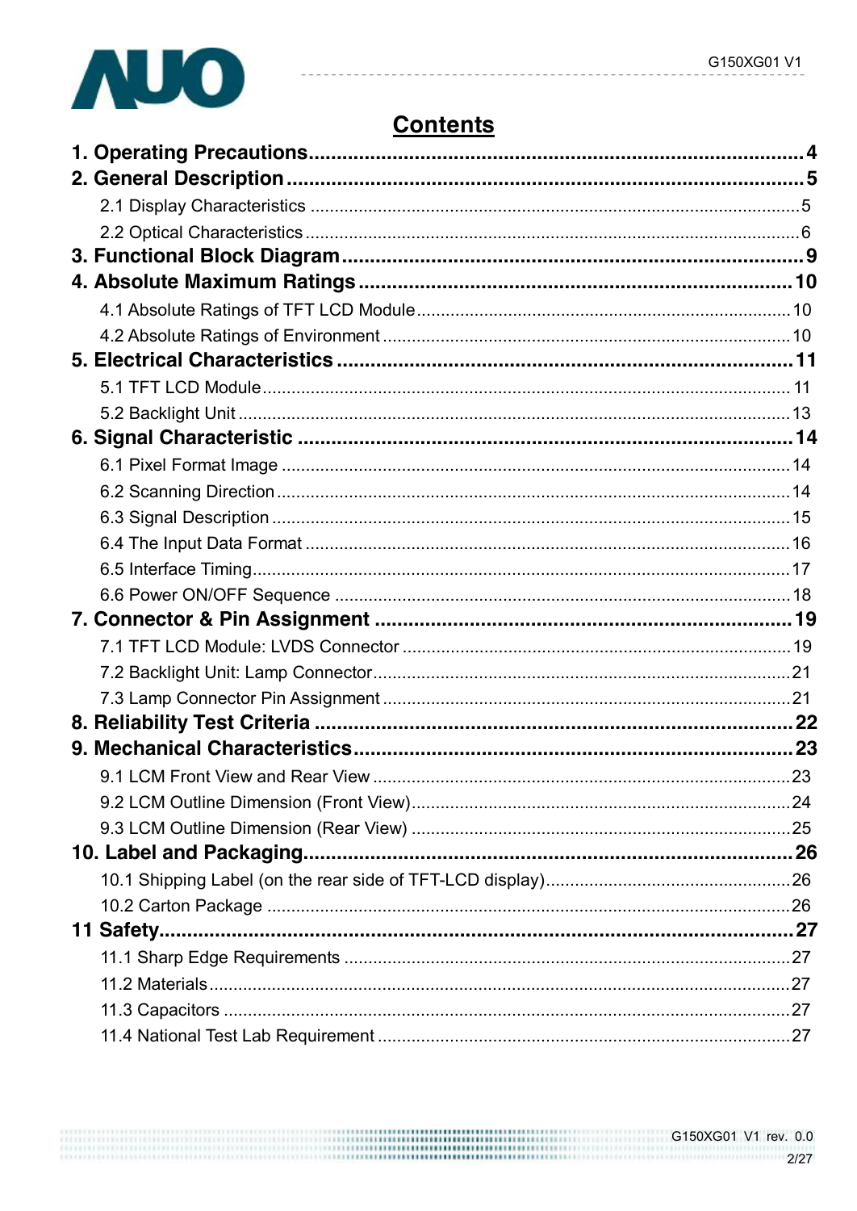# Contents

**1. Operating Precautions** ........................................ **4**

**2. General Description** ........................................ **5**

- 2.1 Display Characteristics ........................................ 5
- 2.2 Optical Characteristics ........................................ 6

**3. Functional Block Diagram** ........................................ **9**

**4. Absolute Maximum Ratings** ........................................ **10**

- 4.1 Absolute Ratings of TFT LCD Module ........................................ 10
- 4.2 Absolute Ratings of Environment ........................................ 10

**5. Electrical Characteristics** ........................................ **11**

- 5.1 TFT LCD Module ........................................ 11
- 5.2 Backlight Unit ........................................ 13

**6. Signal Characteristic** ........................................ **14**

- 6.1 Pixel Format Image ........................................ 14
- 6.2 Scanning Direction ........................................ 14
- 6.3 Signal Description ........................................ 15
- 6.4 The Input Data Format ........................................ 16
- 6.5 Interface Timing ........................................ 17
- 6.6 Power ON/OFF Sequence ........................................ 18

**7. Connector & Pin Assignment** ........................................ **19**

- 7.1 TFT LCD Module: LVDS Connector ........................................ 19
- 7.2 Backlight Unit: Lamp Connector ........................................ 21
- 7.3 Lamp Connector Pin Assignment ........................................ 21

**8. Reliability Test Criteria** ........................................ **22**

**9. Mechanical Characteristics** ........................................ **23**

- 9.1 LCM Front View and Rear View ........................................ 23
- 9.2 LCM Outline Dimension (Front View) ........................................ 24
- 9.3 LCM Outline Dimension (Rear View) ........................................ 25

**10. Label and Packaging** ........................................ **26**

- 10.1 Shipping Label (on the rear side of TFT-LCD display) ........................................ 26
- 10.2 Carton Package ........................................ 26

**11 Safety** ........................................ **27**

- 11.1 Sharp Edge Requirements ........................................ 27
- 11.2 Materials ........................................ 27
- 11.3 Capacitors ........................................ 27
- 11.4 National Test Lab Requirement ........................................ 27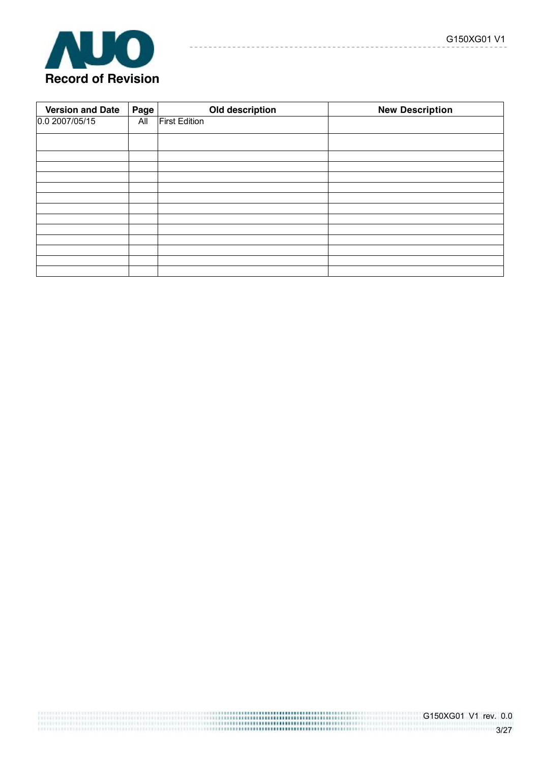# Record of Revision

| Version and Date | Page | Old description | New Description |
|---|---|---|---|
| 0.0 2007/05/15 | All | First Edition | |
| | | | |
| | | | |
| | | | |
| | | | |
| | | | |
| | | | |
| | | | |
| | | | |
| | | | |
| | | | |
| | | | |
| | | | |
| | | | |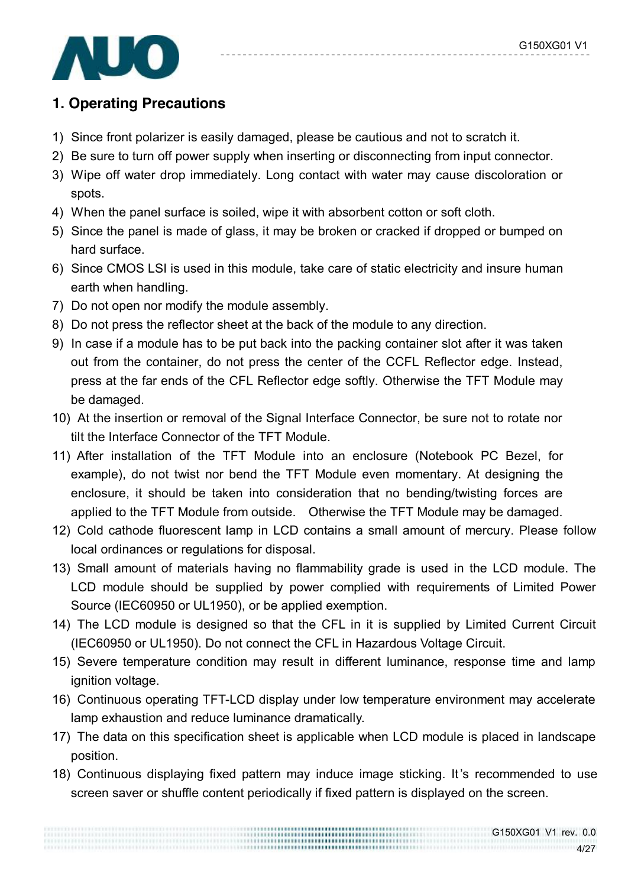## 1. Operating Precautions

1) Since front polarizer is easily damaged, please be cautious and not to scratch it.
2) Be sure to turn off power supply when inserting or disconnecting from input connector.
3) Wipe off water drop immediately. Long contact with water may cause discoloration or spots.
4) When the panel surface is soiled, wipe it with absorbent cotton or soft cloth.
5) Since the panel is made of glass, it may be broken or cracked if dropped or bumped on hard surface.
6) Since CMOS LSI is used in this module, take care of static electricity and insure human earth when handling.
7) Do not open nor modify the module assembly.
8) Do not press the reflector sheet at the back of the module to any direction.
9) In case if a module has to be put back into the packing container slot after it was taken out from the container, do not press the center of the CCFL Reflector edge. Instead, press at the far ends of the CFL Reflector edge softly. Otherwise the TFT Module may be damaged.
10) At the insertion or removal of the Signal Interface Connector, be sure not to rotate nor tilt the Interface Connector of the TFT Module.
11) After installation of the TFT Module into an enclosure (Notebook PC Bezel, for example), do not twist nor bend the TFT Module even momentary. At designing the enclosure, it should be taken into consideration that no bending/twisting forces are applied to the TFT Module from outside. Otherwise the TFT Module may be damaged.
12) Cold cathode fluorescent lamp in LCD contains a small amount of mercury. Please follow local ordinances or regulations for disposal.
13) Small amount of materials having no flammability grade is used in the LCD module. The LCD module should be supplied by power complied with requirements of Limited Power Source (IEC60950 or UL1950), or be applied exemption.
14) The LCD module is designed so that the CFL in it is supplied by Limited Current Circuit (IEC60950 or UL1950). Do not connect the CFL in Hazardous Voltage Circuit.
15) Severe temperature condition may result in different luminance, response time and lamp ignition voltage.
16) Continuous operating TFT-LCD display under low temperature environment may accelerate lamp exhaustion and reduce luminance dramatically.
17) The data on this specification sheet is applicable when LCD module is placed in landscape position.
18) Continuous displaying fixed pattern may induce image sticking. It's recommended to use screen saver or shuffle content periodically if fixed pattern is displayed on the screen.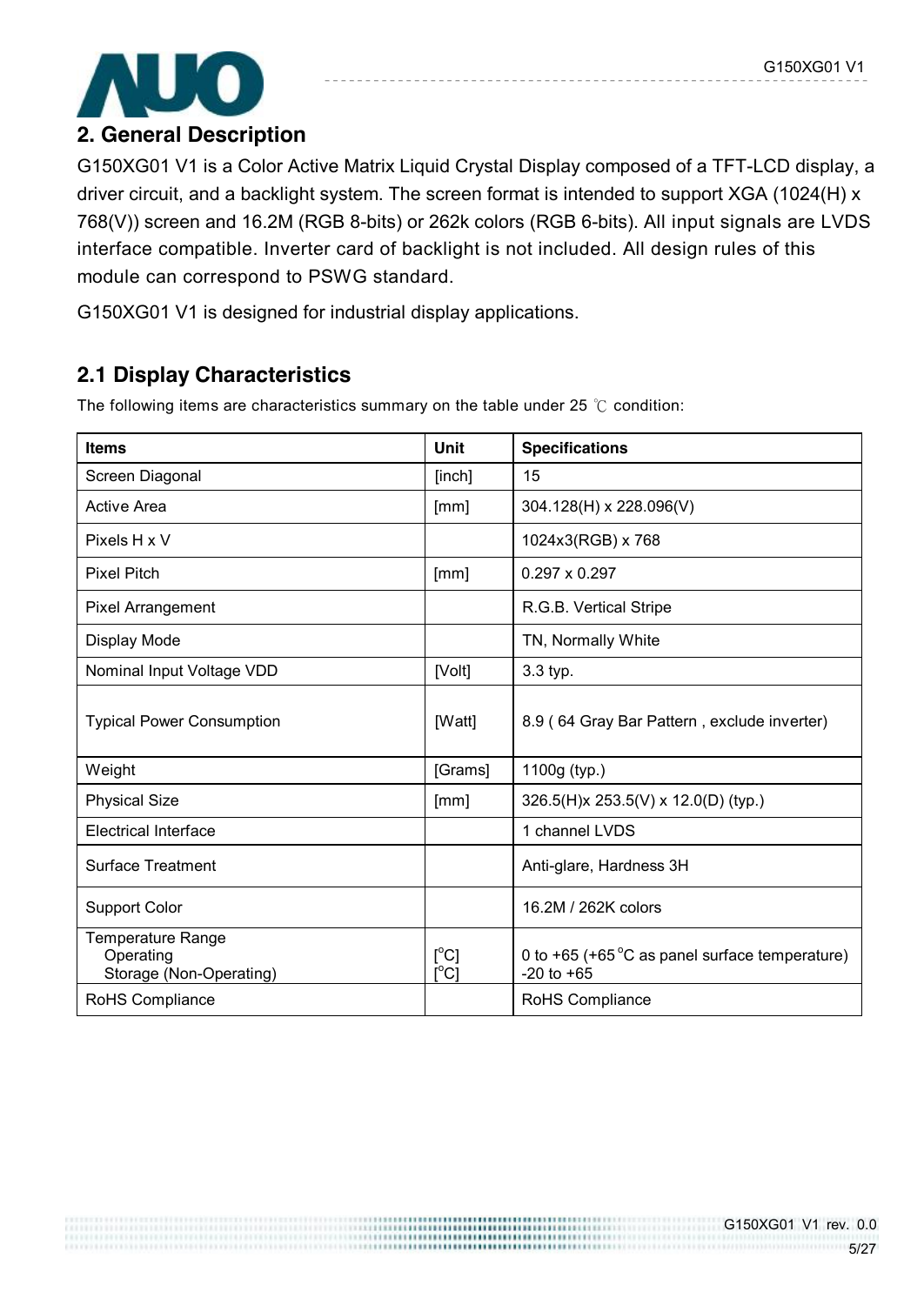## 2. General Description

G150XG01 V1 is a Color Active Matrix Liquid Crystal Display composed of a TFT-LCD display, a driver circuit, and a backlight system. The screen format is intended to support XGA (1024(H) x 768(V)) screen and 16.2M (RGB 8-bits) or 262k colors (RGB 6-bits). All input signals are LVDS interface compatible. Inverter card of backlight is not included. All design rules of this module can correspond to PSWG standard.

G150XG01 V1 is designed for industrial display applications.

### 2.1 Display Characteristics

The following items are characteristics summary on the table under 25 ℃ condition:

| Items | Unit | Specifications |
|---|---|---|
| Screen Diagonal | [inch] | 15 |
| Active Area | [mm] | 304.128(H) x 228.096(V) |
| Pixels H x V | | 1024x3(RGB) x 768 |
| Pixel Pitch | [mm] | 0.297 x 0.297 |
| Pixel Arrangement | | R.G.B. Vertical Stripe |
| Display Mode | | TN, Normally White |
| Nominal Input Voltage VDD | [Volt] | 3.3 typ. |
| Typical Power Consumption | [Watt] | 8.9 ( 64 Gray Bar Pattern , exclude inverter) |
| Weight | [Grams] | 1100g (typ.) |
| Physical Size | [mm] | 326.5(H)x 253.5(V) x 12.0(D) (typ.) |
| Electrical Interface | | 1 channel LVDS |
| Surface Treatment | | Anti-glare, Hardness 3H |
| Support Color | | 16.2M / 262K colors |
| Temperature Range<br>Operating<br>Storage (Non-Operating) | <br>[°C]<br>[°C] | <br>0 to +65 (+65 °C as panel surface temperature)<br>-20 to +65 |
| RoHS Compliance | | RoHS Compliance |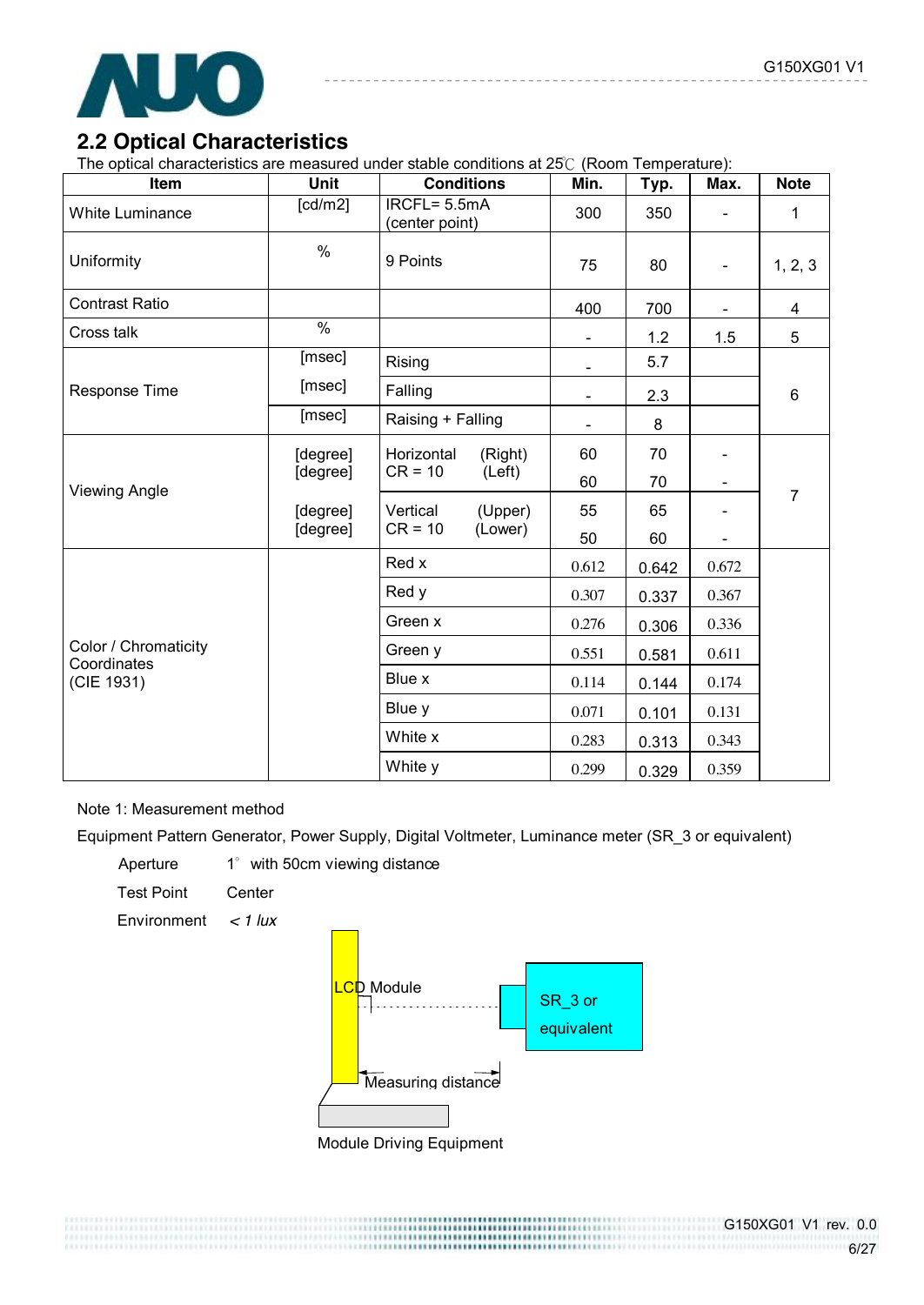## 2.2 Optical Characteristics

The optical characteristics are measured under stable conditions at 25℃ (Room Temperature):

| Item | Unit | Conditions | Min. | Typ. | Max. | Note |
|---|---|---|---|---|---|---|
| White Luminance | [cd/m2] | IRCFL= 5.5mA (center point) | 300 | 350 | - | 1 |
| Uniformity | % | 9 Points | 75 | 80 | - | 1, 2, 3 |
| Contrast Ratio | | | 400 | 700 | - | 4 |
| Cross talk | % | | - | 1.2 | 1.5 | 5 |
| Response Time | [msec] | Rising | - | 5.7 | | 6 |
| | [msec] | Falling | - | 2.3 | | |
| | [msec] | Raising + Falling | - | 8 | | |
| Viewing Angle | [degree] | Horizontal CR = 10 (Right) | 60 | 70 | - | 7 |
| | [degree] | (Left) | 60 | 70 | - | |
| | [degree] | Vertical CR = 10 (Upper) | 55 | 65 | - | |
| | [degree] | (Lower) | 50 | 60 | - | |
| Color / Chromaticity Coordinates (CIE 1931) | | Red x | 0.612 | 0.642 | 0.672 | |
| | | Red y | 0.307 | 0.337 | 0.367 | |
| | | Green x | 0.276 | 0.306 | 0.336 | |
| | | Green y | 0.551 | 0.581 | 0.611 | |
| | | Blue x | 0.114 | 0.144 | 0.174 | |
| | | Blue y | 0.071 | 0.101 | 0.131 | |
| | | White x | 0.283 | 0.313 | 0.343 | |
| | | White y | 0.299 | 0.329 | 0.359 | |

Note 1: Measurement method

Equipment Pattern Generator, Power Supply, Digital Voltmeter, Luminance meter (SR_3 or equivalent)

Aperture 1° with 50cm viewing distance

Test Point Center

Environment *< 1 lux*

LCD Module

SR_3 or equivalent

Measuring distance

Module Driving Equipment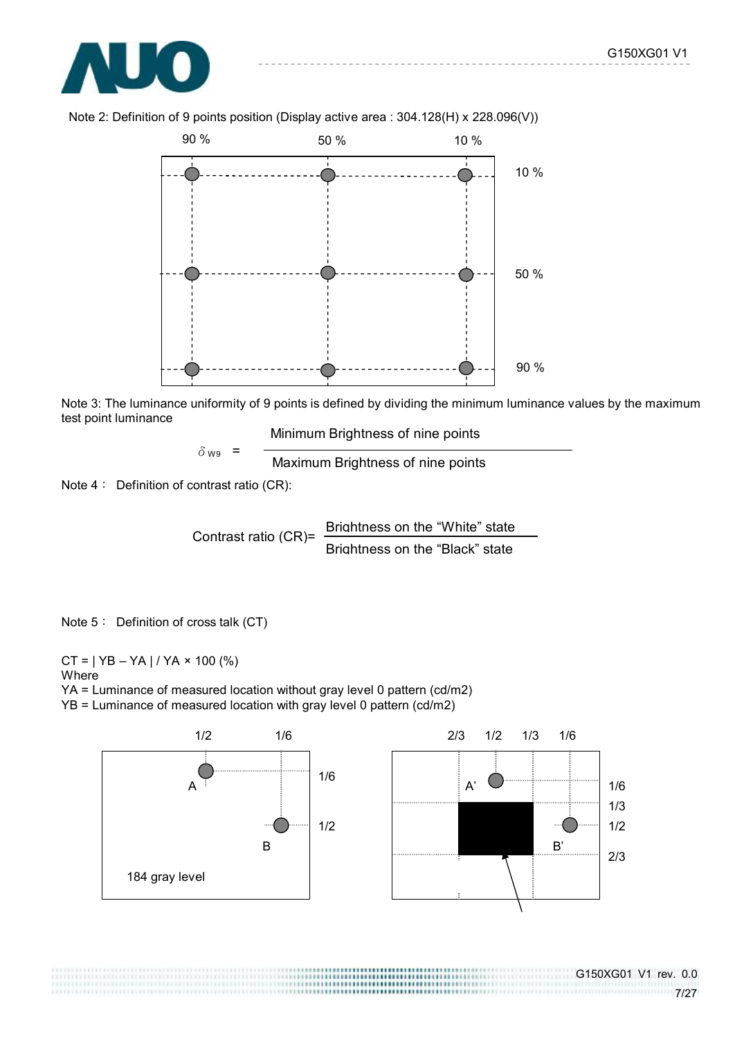Note 2: Definition of 9 points position (Display active area : 304.128(H) x 228.096(V))

90 %　　50 %　　10 %

10 %

50 %

90 %

Note 3: The luminance uniformity of 9 points is defined by dividing the minimum luminance values by the maximum test point luminance

$$\delta_{W9} = \frac{\text{Minimum Brightness of nine points}}{\text{Maximum Brightness of nine points}}$$

Note 4： Definition of contrast ratio (CR):

$$\text{Contrast ratio (CR)} = \frac{\text{Brightness on the "White" state}}{\text{Brightness on the "Black" state}}$$

Note 5： Definition of cross talk (CT)

CT = | YB – YA | / YA × 100 (%)

Where

YA = Luminance of measured location without gray level 0 pattern (cd/m2)

YB = Luminance of measured location with gray level 0 pattern (cd/m2)

1/2　　1/6

A　　1/6

B　　1/2

184 gray level

2/3　　1/2　　1/3　　1/6

A'　　1/6

1/3

B'　　1/2

2/3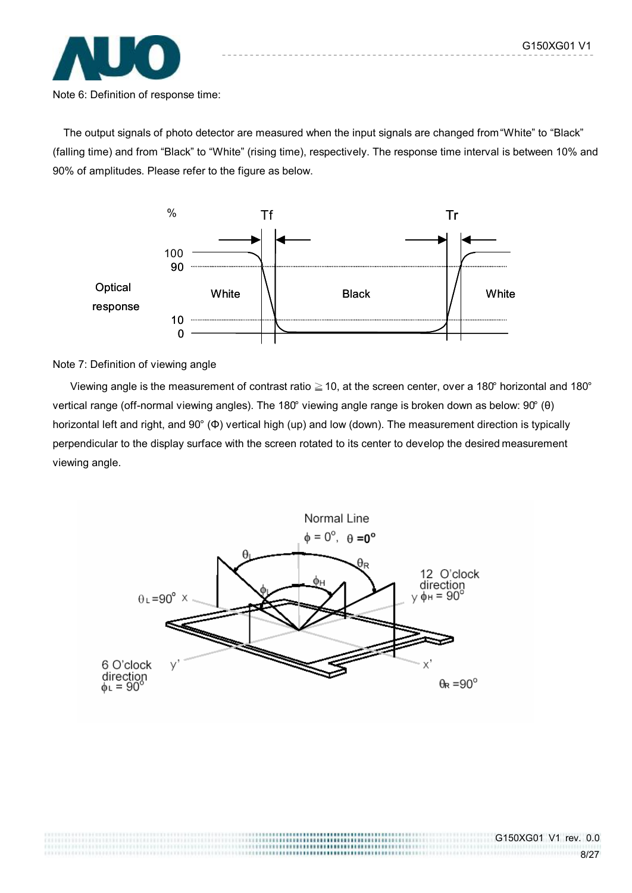Note 6: Definition of response time:

The output signals of photo detector are measured when the input signals are changed from "White" to "Black" (falling time) and from "Black" to "White" (rising time), respectively. The response time interval is between 10% and 90% of amplitudes. Please refer to the figure as below.

Note 7: Definition of viewing angle

Viewing angle is the measurement of contrast ratio ≧10, at the screen center, over a 180° horizontal and 180° vertical range (off-normal viewing angles). The 180° viewing angle range is broken down as below: 90° (θ) horizontal left and right, and 90° (Φ) vertical high (up) and low (down). The measurement direction is typically perpendicular to the display surface with the screen rotated to its center to develop the desired measurement viewing angle.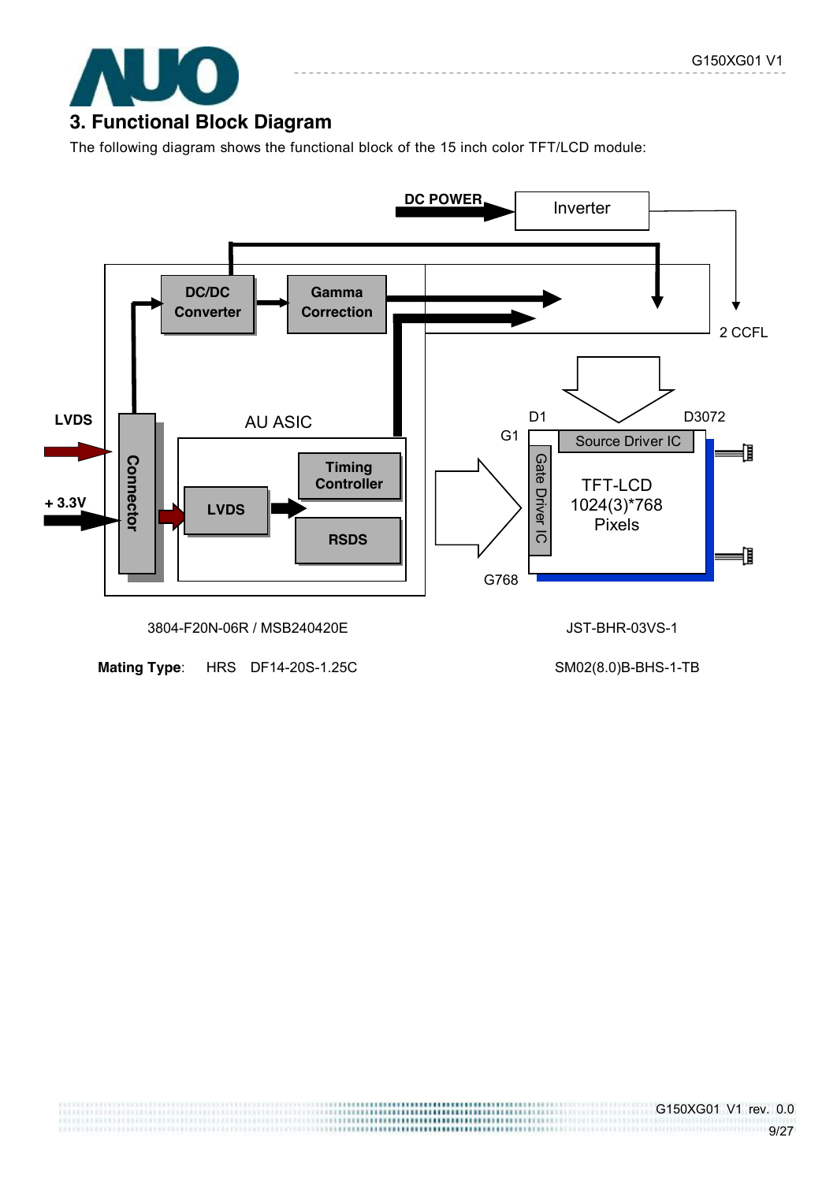## 3. Functional Block Diagram

The following diagram shows the functional block of the 15 inch color TFT/LCD module:

DC POWER → Inverter → 2 CCFL

LVDS, + 3.3V → Connector → DC/DC Converter → Gamma Correction

AU ASIC: LVDS → Timing Controller, RSDS

TFT-LCD 1024(3)*768 Pixels — Source Driver IC (D1 … D3072), Gate Driver IC (G1 … G768)

3804-F20N-06R / MSB240420E

JST-BHR-03VS-1

**Mating Type**: HRS DF14-20S-1.25C

SM02(8.0)B-BHS-1-TB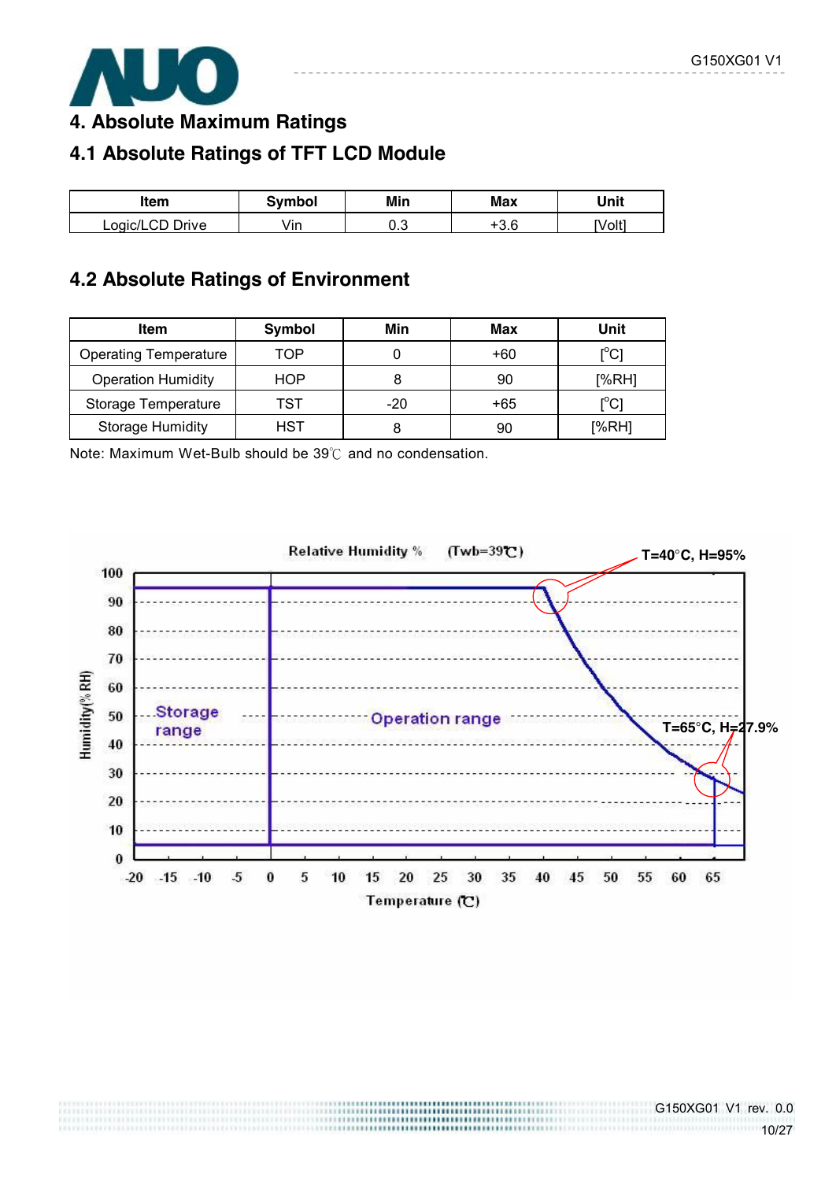## 4. Absolute Maximum Ratings

### 4.1 Absolute Ratings of TFT LCD Module

| Item | Symbol | Min | Max | Unit |
|---|---|---|---|---|
| Logic/LCD Drive | Vin | 0.3 | +3.6 | [Volt] |

### 4.2 Absolute Ratings of Environment

| Item | Symbol | Min | Max | Unit |
|---|---|---|---|---|
| Operating Temperature | TOP | 0 | +60 | [°C] |
| Operation Humidity | HOP | 8 | 90 | [%RH] |
| Storage Temperature | TST | -20 | +65 | [°C] |
| Storage Humidity | HST | 8 | 90 | [%RH] |

Note: Maximum Wet-Bulb should be 39℃ and no condensation.

Relative Humidity % (Twb=39℃)

T=40°C, H=95%

T=65°C, H=27.9%

Storage range

Operation range

Humidity(% RH)

Temperature (℃)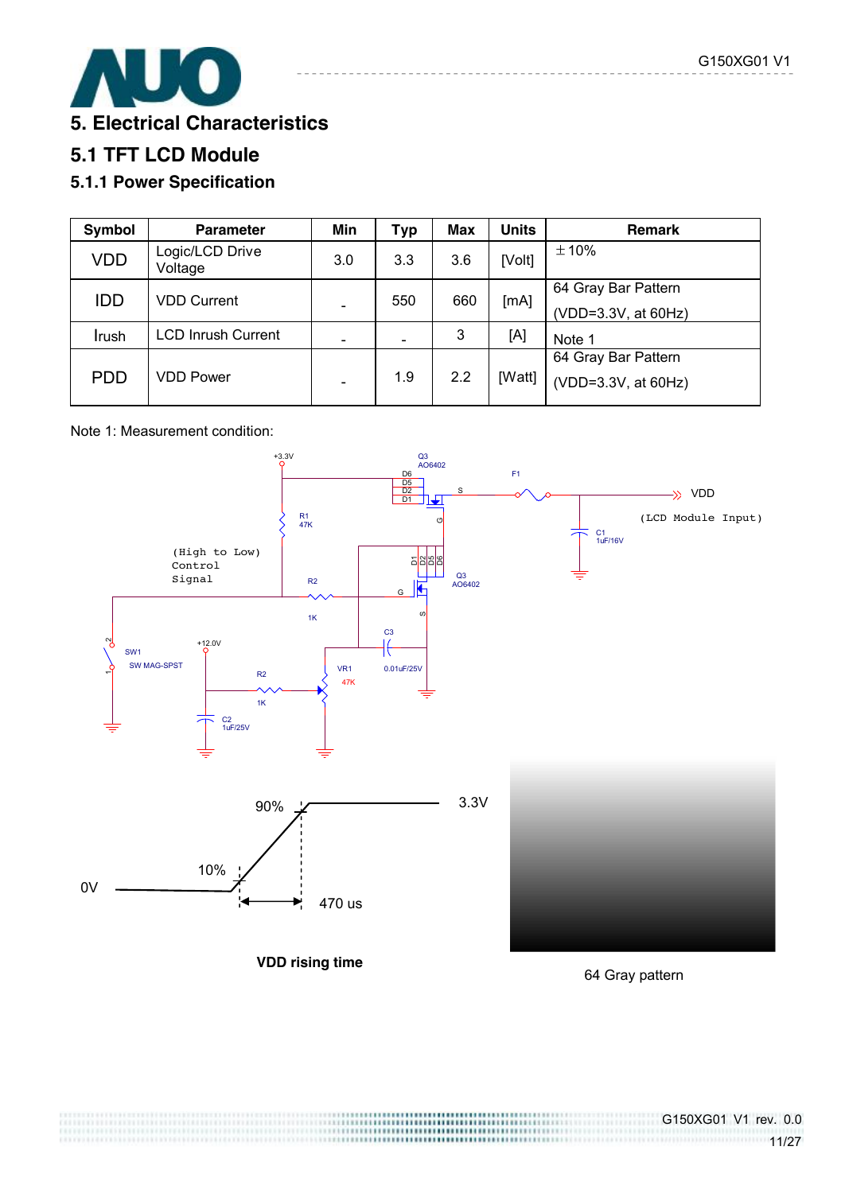## 5. Electrical Characteristics

## 5.1 TFT LCD Module

### 5.1.1 Power Specification

| Symbol | Parameter | Min | Typ | Max | Units | Remark |
|---|---|---|---|---|---|---|
| VDD | Logic/LCD Drive Voltage | 3.0 | 3.3 | 3.6 | [Volt] | ±10% |
| IDD | VDD Current | - | 550 | 660 | [mA] | 64 Gray Bar Pattern (VDD=3.3V, at 60Hz) |
| Irush | LCD Inrush Current | - | - | 3 | [A] | Note 1 |
| PDD | VDD Power | - | 1.9 | 2.2 | [Watt] | 64 Gray Bar Pattern (VDD=3.3V, at 60Hz) |

Note 1: Measurement condition:

VDD rising time

64 Gray pattern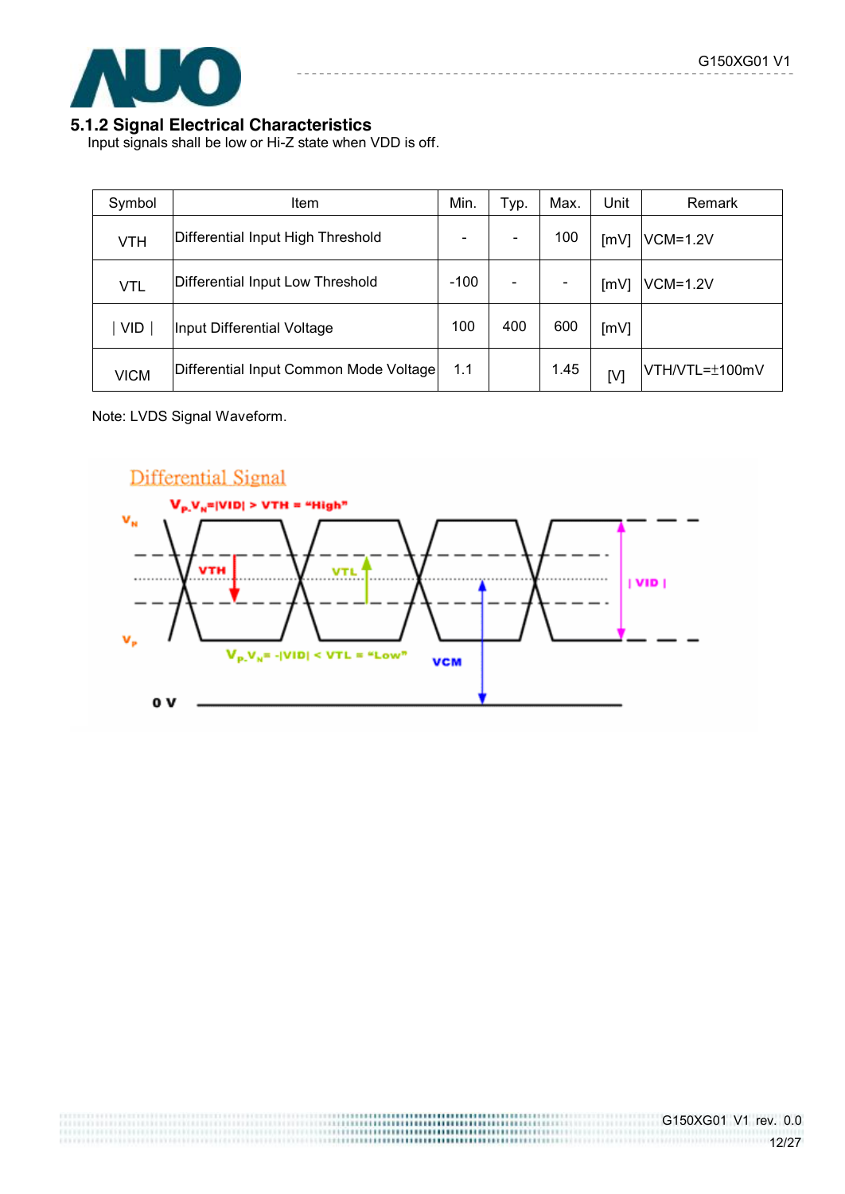### 5.1.2 Signal Electrical Characteristics

Input signals shall be low or Hi-Z state when VDD is off.

| Symbol | Item | Min. | Typ. | Max. | Unit | Remark |
|---|---|---|---|---|---|---|
| VTH | Differential Input High Threshold | - | - | 100 | [mV] | VCM=1.2V |
| VTL | Differential Input Low Threshold | -100 | - | - | [mV] | VCM=1.2V |
| │VID│ | Input Differential Voltage | 100 | 400 | 600 | [mV] | |
| VICM | Differential Input Common Mode Voltage | 1.1 | | 1.45 | [V] | VTH/VTL=±100mV |

Note: LVDS Signal Waveform.

Differential Signal

$V_P - V_N = |VID| > VTH$ = "High"

$V_P - V_N = -|VID| < VTL$ = "Low"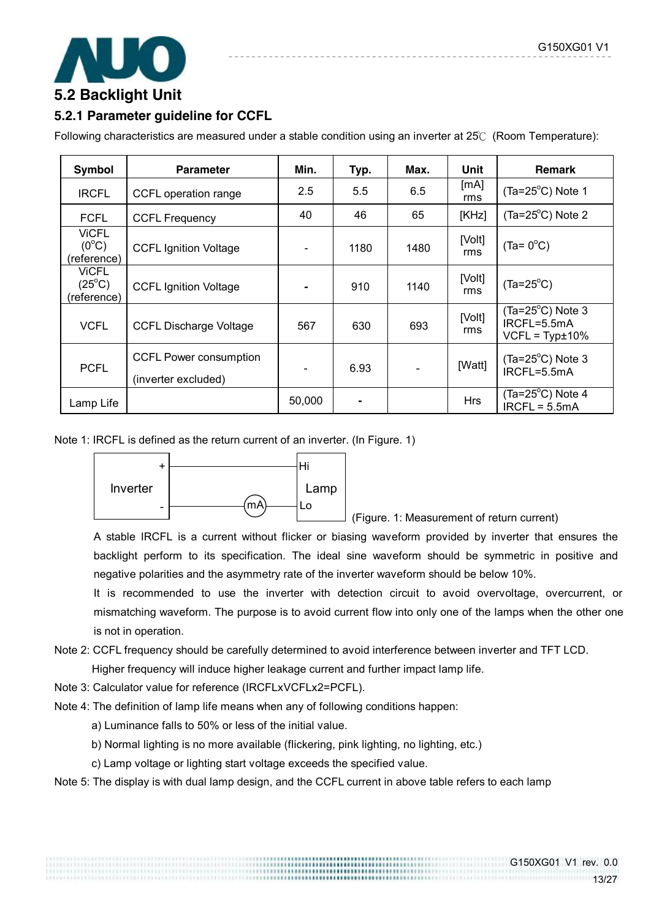## 5.2 Backlight Unit

### 5.2.1 Parameter guideline for CCFL

Following characteristics are measured under a stable condition using an inverter at 25℃ (Room Temperature):

| Symbol | Parameter | Min. | Typ. | Max. | Unit | Remark |
|---|---|---|---|---|---|---|
| IRCFL | CCFL operation range | 2.5 | 5.5 | 6.5 | [mA] rms | (Ta=25°C) Note 1 |
| FCFL | CCFL Frequency | 40 | 46 | 65 | [KHz] | (Ta=25°C) Note 2 |
| ViCFL (0°C) (reference) | CCFL Ignition Voltage | - | 1180 | 1480 | [Volt] rms | (Ta= 0°C) |
| ViCFL (25°C) (reference) | CCFL Ignition Voltage | - | 910 | 1140 | [Volt] rms | (Ta=25°C) |
| VCFL | CCFL Discharge Voltage | 567 | 630 | 693 | [Volt] rms | (Ta=25°C) Note 3 IRCFL=5.5mA VCFL = Typ±10% |
| PCFL | CCFL Power consumption (inverter excluded) | - | 6.93 | - | [Watt] | (Ta=25°C) Note 3 IRCFL=5.5mA |
| Lamp Life | | 50,000 | - | | Hrs | (Ta=25°C) Note 4 IRCFL = 5.5mA |

Note 1: IRCFL is defined as the return current of an inverter. (In Figure. 1)

(Figure. 1: Measurement of return current)

A stable IRCFL is a current without flicker or biasing waveform provided by inverter that ensures the backlight perform to its specification. The ideal sine waveform should be symmetric in positive and negative polarities and the asymmetry rate of the inverter waveform should be below 10%.

It is recommended to use the inverter with detection circuit to avoid overvoltage, overcurrent, or mismatching waveform. The purpose is to avoid current flow into only one of the lamps when the other one is not in operation.

Note 2: CCFL frequency should be carefully determined to avoid interference between inverter and TFT LCD. Higher frequency will induce higher leakage current and further impact lamp life.

Note 3: Calculator value for reference (IRCFLxVCFLx2=PCFL).

Note 4: The definition of lamp life means when any of following conditions happen:

a) Luminance falls to 50% or less of the initial value.

b) Normal lighting is no more available (flickering, pink lighting, no lighting, etc.)

c) Lamp voltage or lighting start voltage exceeds the specified value.

Note 5: The display is with dual lamp design, and the CCFL current in above table refers to each lamp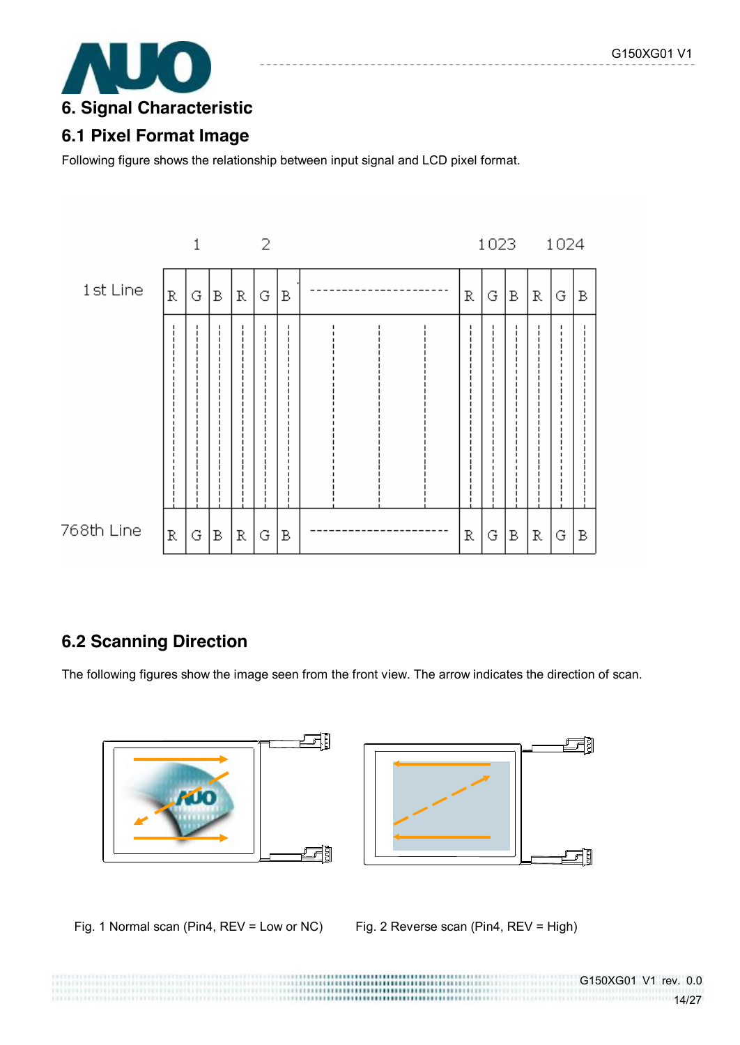# 6. Signal Characteristic

## 6.1 Pixel Format Image

Following figure shows the relationship between input signal and LCD pixel format.

| | 1 | | | 2 | | | | 1023 | | | 1024 | | |
|---|---|---|---|---|---|---|---|---|---|---|---|---|---|
| 1st Line | R | G | B | R | G | B | ---------- | R | G | B | R | G | B |
| 768th Line | R | G | B | R | G | B | ---------- | R | G | B | R | G | B |

## 6.2 Scanning Direction

The following figures show the image seen from the front view. The arrow indicates the direction of scan.

Fig. 1 Normal scan (Pin4, REV = Low or NC)

Fig. 2 Reverse scan (Pin4, REV = High)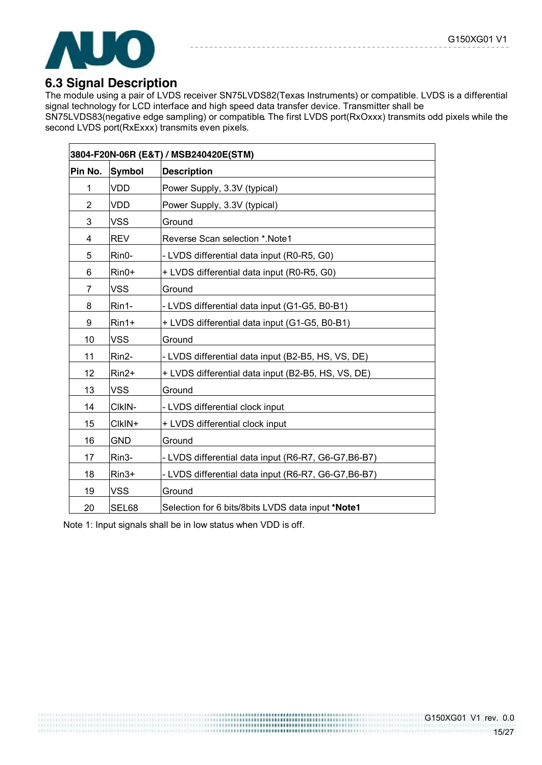## 6.3 Signal Description

The module using a pair of LVDS receiver SN75LVDS82(Texas Instruments) or compatible. LVDS is a differential signal technology for LCD interface and high speed data transfer device. Transmitter shall be SN75LVDS83(negative edge sampling) or compatible. The first LVDS port(RxOxxx) transmits odd pixels while the second LVDS port(RxExxx) transmits even pixels.

| 3804-F20N-06R (E&T) / MSB240420E(STM) | | |
|---|---|---|
| **Pin No.** | **Symbol** | **Description** |
| 1 | VDD | Power Supply, 3.3V (typical) |
| 2 | VDD | Power Supply, 3.3V (typical) |
| 3 | VSS | Ground |
| 4 | REV | Reverse Scan selection *.Note1 |
| 5 | Rin0- | - LVDS differential data input (R0-R5, G0) |
| 6 | Rin0+ | + LVDS differential data input (R0-R5, G0) |
| 7 | VSS | Ground |
| 8 | Rin1- | - LVDS differential data input (G1-G5, B0-B1) |
| 9 | Rin1+ | + LVDS differential data input (G1-G5, B0-B1) |
| 10 | VSS | Ground |
| 11 | Rin2- | - LVDS differential data input (B2-B5, HS, VS, DE) |
| 12 | Rin2+ | + LVDS differential data input (B2-B5, HS, VS, DE) |
| 13 | VSS | Ground |
| 14 | ClkIN- | - LVDS differential clock input |
| 15 | ClkIN+ | + LVDS differential clock input |
| 16 | GND | Ground |
| 17 | Rin3- | - LVDS differential data input (R6-R7, G6-G7,B6-B7) |
| 18 | Rin3+ | - LVDS differential data input (R6-R7, G6-G7,B6-B7) |
| 19 | VSS | Ground |
| 20 | SEL68 | Selection for 6 bits/8bits LVDS data input ***Note1** |

Note 1: Input signals shall be in low status when VDD is off.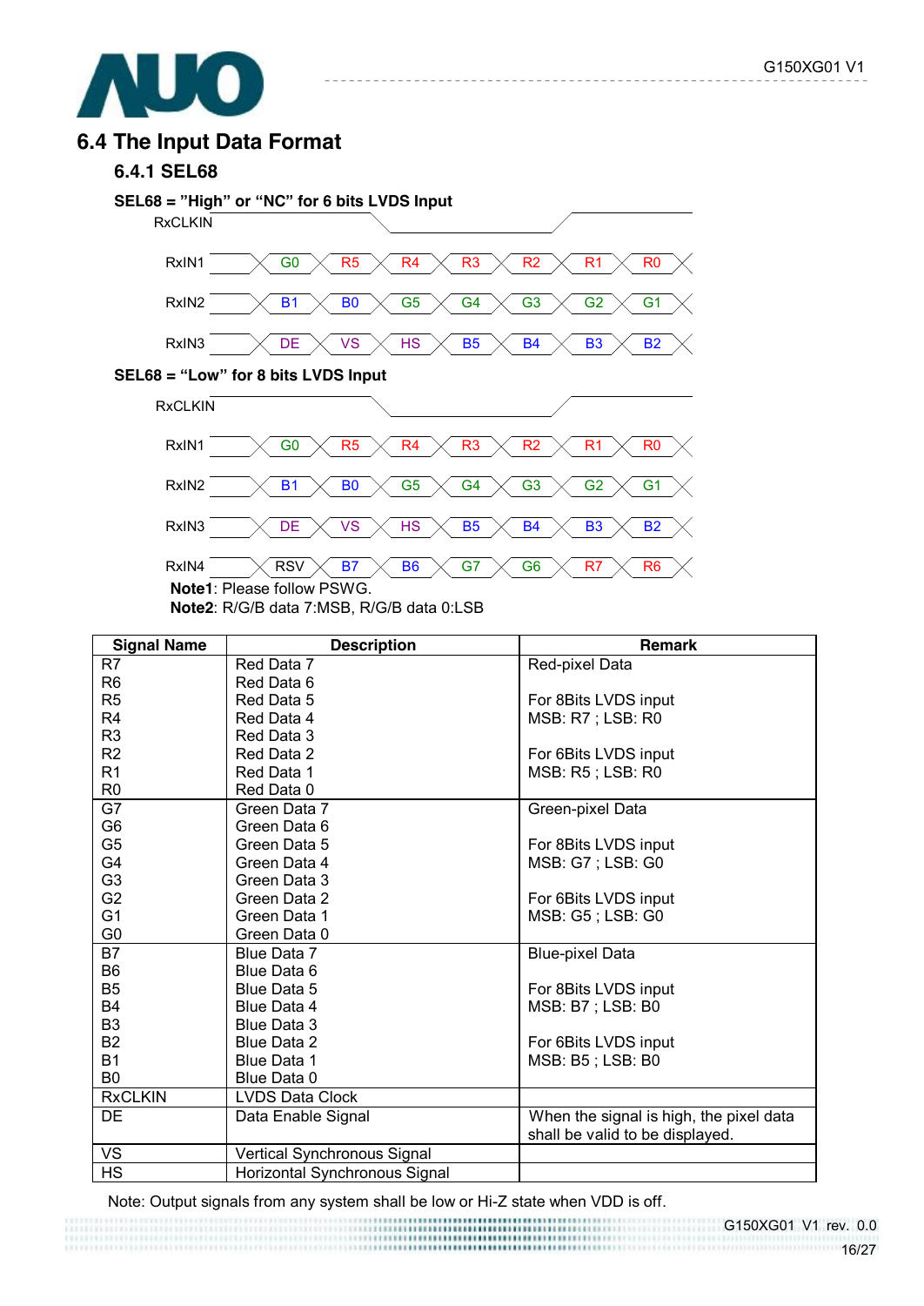## 6.4 The Input Data Format

### 6.4.1 SEL68

**SEL68 = "High" or "NC" for 6 bits LVDS Input**

| RxCLKIN | | | | | | | |
|---|---|---|---|---|---|---|---|
| RxIN1 | G0 | R5 | R4 | R3 | R2 | R1 | R0 |
| RxIN2 | B1 | B0 | G5 | G4 | G3 | G2 | G1 |
| RxIN3 | DE | VS | HS | B5 | B4 | B3 | B2 |

**SEL68 = "Low" for 8 bits LVDS Input**

| RxCLKIN | | | | | | | |
|---|---|---|---|---|---|---|---|
| RxIN1 | G0 | R5 | R4 | R3 | R2 | R1 | R0 |
| RxIN2 | B1 | B0 | G5 | G4 | G3 | G2 | G1 |
| RxIN3 | DE | VS | HS | B5 | B4 | B3 | B2 |
| RxIN4 | RSV | B7 | B6 | G7 | G6 | R7 | R6 |

**Note1**: Please follow PSWG.
**Note2**: R/G/B data 7:MSB, R/G/B data 0:LSB

| Signal Name | Description | Remark |
|---|---|---|
| R7<br>R6<br>R5<br>R4<br>R3<br>R2<br>R1<br>R0 | Red Data 7<br>Red Data 6<br>Red Data 5<br>Red Data 4<br>Red Data 3<br>Red Data 2<br>Red Data 1<br>Red Data 0 | Red-pixel Data<br><br>For 8Bits LVDS input<br>MSB: R7 ; LSB: R0<br><br>For 6Bits LVDS input<br>MSB: R5 ; LSB: R0 |
| G7<br>G6<br>G5<br>G4<br>G3<br>G2<br>G1<br>G0 | Green Data 7<br>Green Data 6<br>Green Data 5<br>Green Data 4<br>Green Data 3<br>Green Data 2<br>Green Data 1<br>Green Data 0 | Green-pixel Data<br><br>For 8Bits LVDS input<br>MSB: G7 ; LSB: G0<br><br>For 6Bits LVDS input<br>MSB: G5 ; LSB: G0 |
| B7<br>B6<br>B5<br>B4<br>B3<br>B2<br>B1<br>B0 | Blue Data 7<br>Blue Data 6<br>Blue Data 5<br>Blue Data 4<br>Blue Data 3<br>Blue Data 2<br>Blue Data 1<br>Blue Data 0 | Blue-pixel Data<br><br>For 8Bits LVDS input<br>MSB: B7 ; LSB: B0<br><br>For 6Bits LVDS input<br>MSB: B5 ; LSB: B0 |
| RxCLKIN | LVDS Data Clock | |
| DE | Data Enable Signal | When the signal is high, the pixel data shall be valid to be displayed. |
| VS | Vertical Synchronous Signal | |
| HS | Horizontal Synchronous Signal | |

Note: Output signals from any system shall be low or Hi-Z state when VDD is off.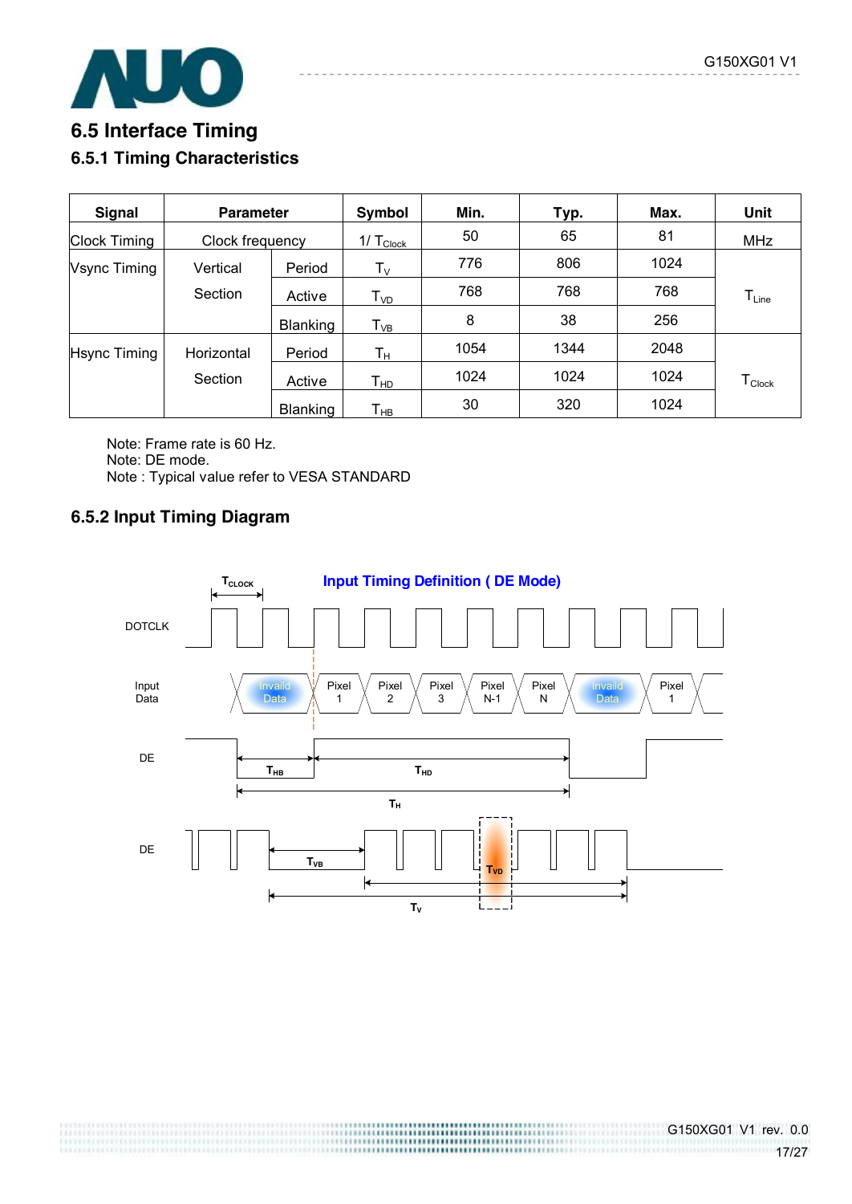## 6.5 Interface Timing

### 6.5.1 Timing Characteristics

| Signal | Parameter | | Symbol | Min. | Typ. | Max. | Unit |
|---|---|---|---|---|---|---|---|
| Clock Timing | Clock frequency | | $1/T_{Clock}$ | 50 | 65 | 81 | MHz |
| Vsync Timing | Vertical Section | Period | $T_V$ | 776 | 806 | 1024 | $T_{Line}$ |
| | | Active | $T_{VD}$ | 768 | 768 | 768 | |
| | | Blanking | $T_{VB}$ | 8 | 38 | 256 | |
| Hsync Timing | Horizontal Section | Period | $T_H$ | 1054 | 1344 | 2048 | $T_{Clock}$ |
| | | Active | $T_{HD}$ | 1024 | 1024 | 1024 | |
| | | Blanking | $T_{HB}$ | 30 | 320 | 1024 | |

Note: Frame rate is 60 Hz.
Note: DE mode.
Note : Typical value refer to VESA STANDARD

### 6.5.2 Input Timing Diagram

Input Timing Definition ( DE Mode)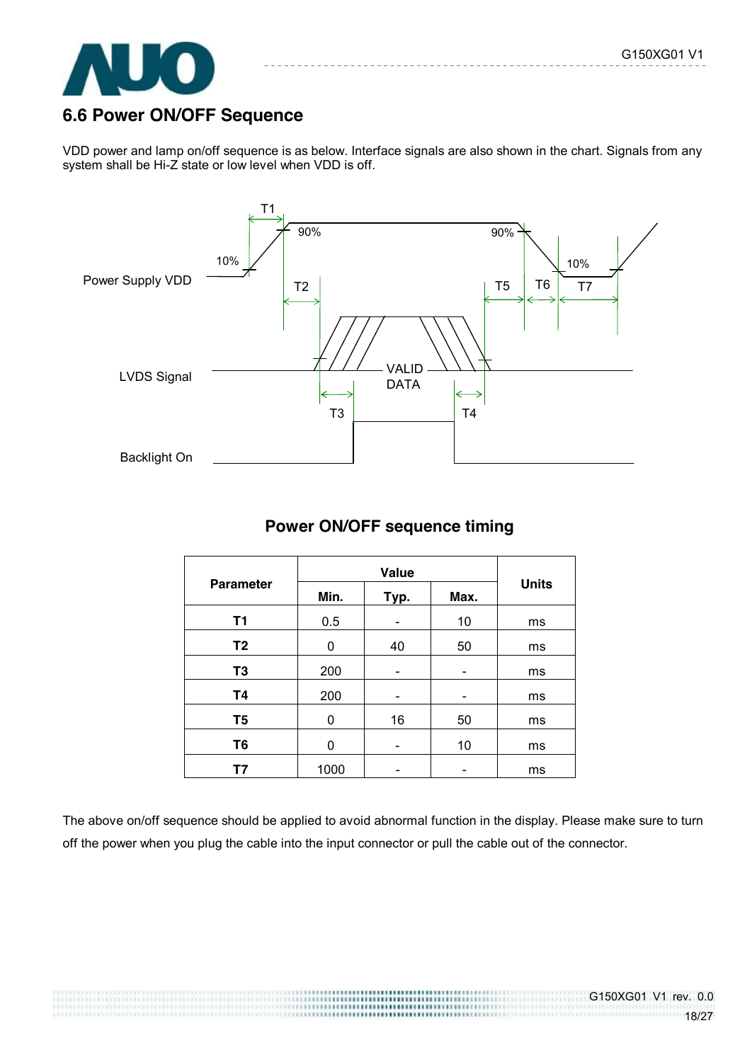## 6.6 Power ON/OFF Sequence

VDD power and lamp on/off sequence is as below. Interface signals are also shown in the chart. Signals from any system shall be Hi-Z state or low level when VDD is off.

### Power ON/OFF sequence timing

| Parameter | Value | | | Units |
|---|---|---|---|---|
| | Min. | Typ. | Max. | |
| **T1** | 0.5 | - | 10 | ms |
| **T2** | 0 | 40 | 50 | ms |
| **T3** | 200 | - | - | ms |
| **T4** | 200 | - | - | ms |
| **T5** | 0 | 16 | 50 | ms |
| **T6** | 0 | - | 10 | ms |
| **T7** | 1000 | - | - | ms |

The above on/off sequence should be applied to avoid abnormal function in the display. Please make sure to turn off the power when you plug the cable into the input connector or pull the cable out of the connector.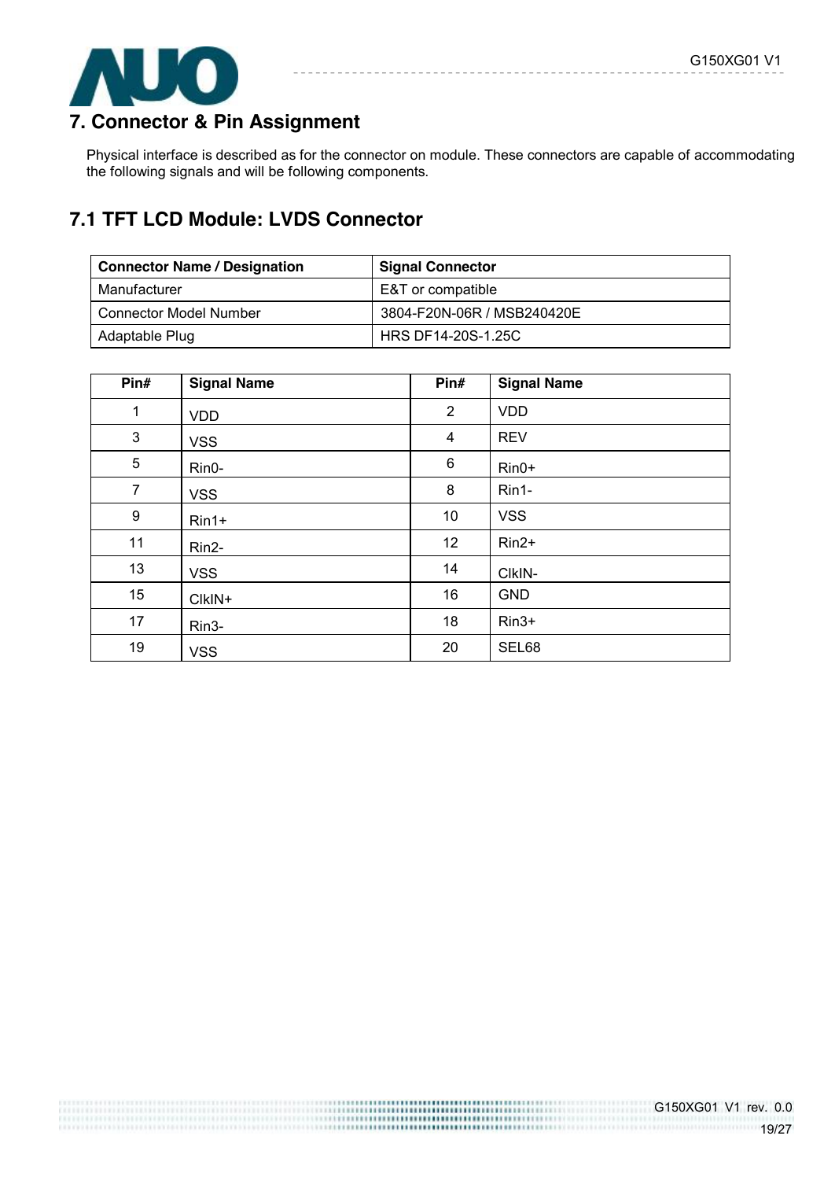# 7. Connector & Pin Assignment

Physical interface is described as for the connector on module. These connectors are capable of accommodating the following signals and will be following components.

## 7.1 TFT LCD Module: LVDS Connector

| Connector Name / Designation | Signal Connector |
|---|---|
| Manufacturer | E&T or compatible |
| Connector Model Number | 3804-F20N-06R / MSB240420E |
| Adaptable Plug | HRS DF14-20S-1.25C |

| Pin# | Signal Name | Pin# | Signal Name |
|---|---|---|---|
| 1 | VDD | 2 | VDD |
| 3 | VSS | 4 | REV |
| 5 | Rin0- | 6 | Rin0+ |
| 7 | VSS | 8 | Rin1- |
| 9 | Rin1+ | 10 | VSS |
| 11 | Rin2- | 12 | Rin2+ |
| 13 | VSS | 14 | ClkIN- |
| 15 | ClkIN+ | 16 | GND |
| 17 | Rin3- | 18 | Rin3+ |
| 19 | VSS | 20 | SEL68 |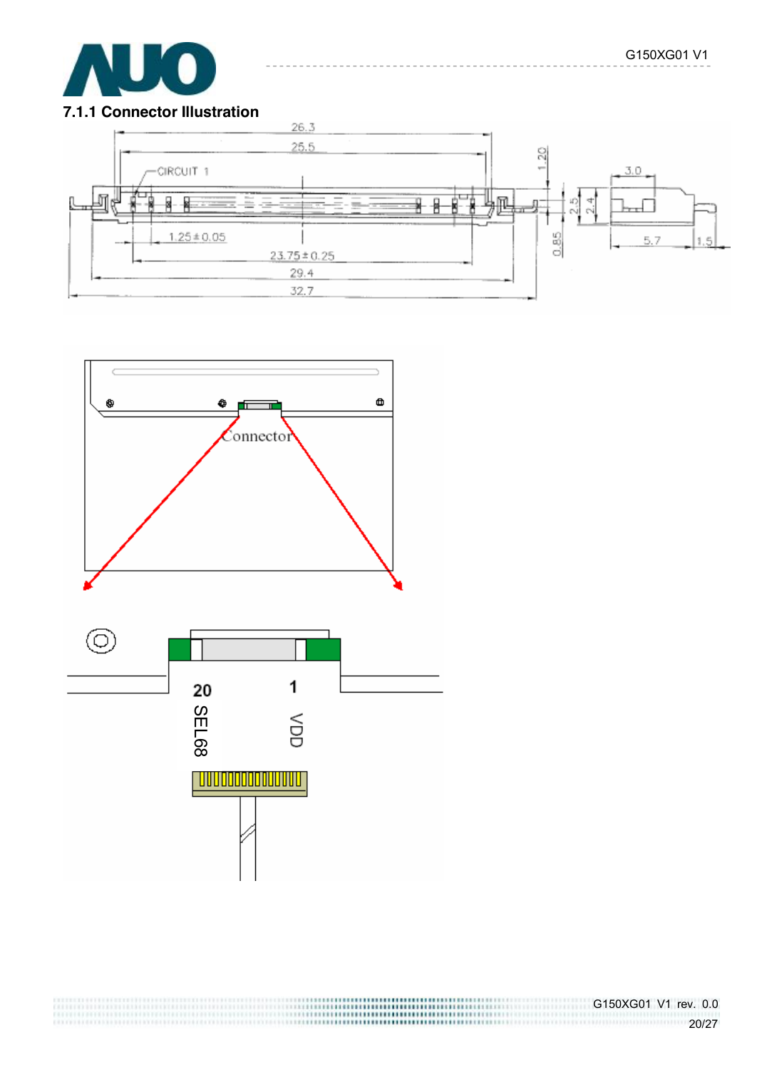### 7.1.1 Connector Illustration

26.3

25.5

CIRCUIT 1

1.20

3.0

2.5

2.4

1.25±0.05

0.85

5.7

1.5

23.75±0.25

29.4

32.7

Connector

20

SEL68

1

VDD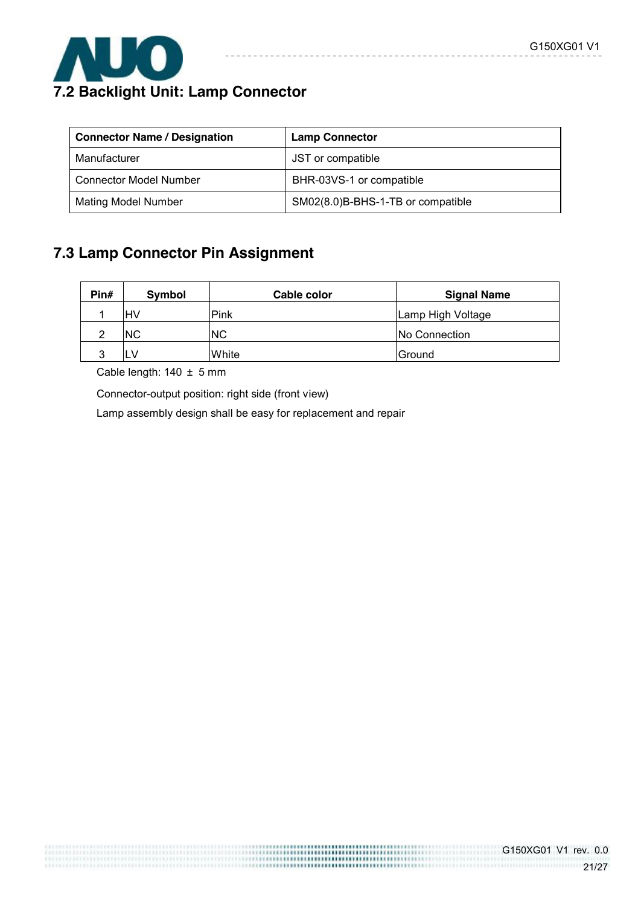## 7.2 Backlight Unit: Lamp Connector

| Connector Name / Designation | Lamp Connector |
|---|---|
| Manufacturer | JST or compatible |
| Connector Model Number | BHR-03VS-1 or compatible |
| Mating Model Number | SM02(8.0)B-BHS-1-TB or compatible |

## 7.3 Lamp Connector Pin Assignment

| Pin# | Symbol | Cable color | Signal Name |
|---|---|---|---|
| 1 | HV | Pink | Lamp High Voltage |
| 2 | NC | NC | No Connection |
| 3 | LV | White | Ground |

Cable length: 140 ± 5 mm

Connector-output position: right side (front view)

Lamp assembly design shall be easy for replacement and repair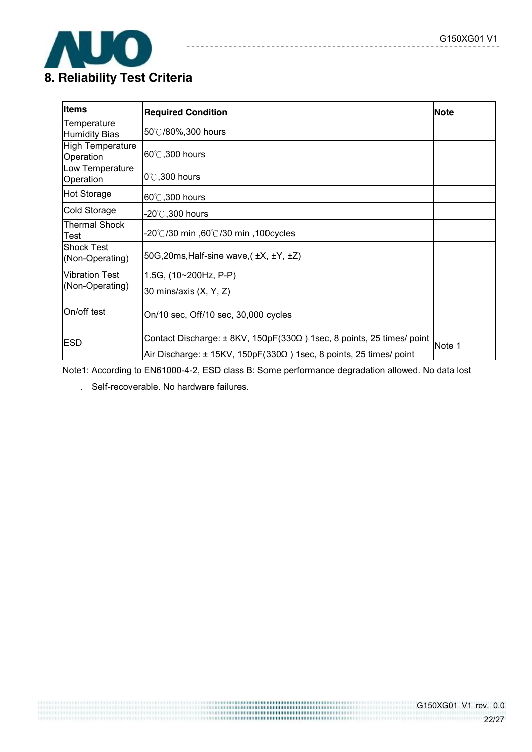## 8. Reliability Test Criteria

| Items | Required Condition | Note |
|---|---|---|
| Temperature Humidity Bias | 50℃/80%,300 hours | |
| High Temperature Operation | 60℃,300 hours | |
| Low Temperature Operation | 0℃,300 hours | |
| Hot Storage | 60℃,300 hours | |
| Cold Storage | -20℃,300 hours | |
| Thermal Shock Test | -20℃/30 min ,60℃/30 min ,100cycles | |
| Shock Test (Non-Operating) | 50G,20ms,Half-sine wave,( ±X, ±Y, ±Z) | |
| Vibration Test (Non-Operating) | 1.5G, (10~200Hz, P-P)<br>30 mins/axis (X, Y, Z) | |
| On/off test | On/10 sec, Off/10 sec, 30,000 cycles | |
| ESD | Contact Discharge: ± 8KV, 150pF(330Ω ) 1sec, 8 points, 25 times/ point<br>Air Discharge: ± 15KV, 150pF(330Ω ) 1sec, 8 points, 25 times/ point | Note 1 |

Note1: According to EN61000-4-2, ESD class B: Some performance degradation allowed. No data lost

. Self-recoverable. No hardware failures.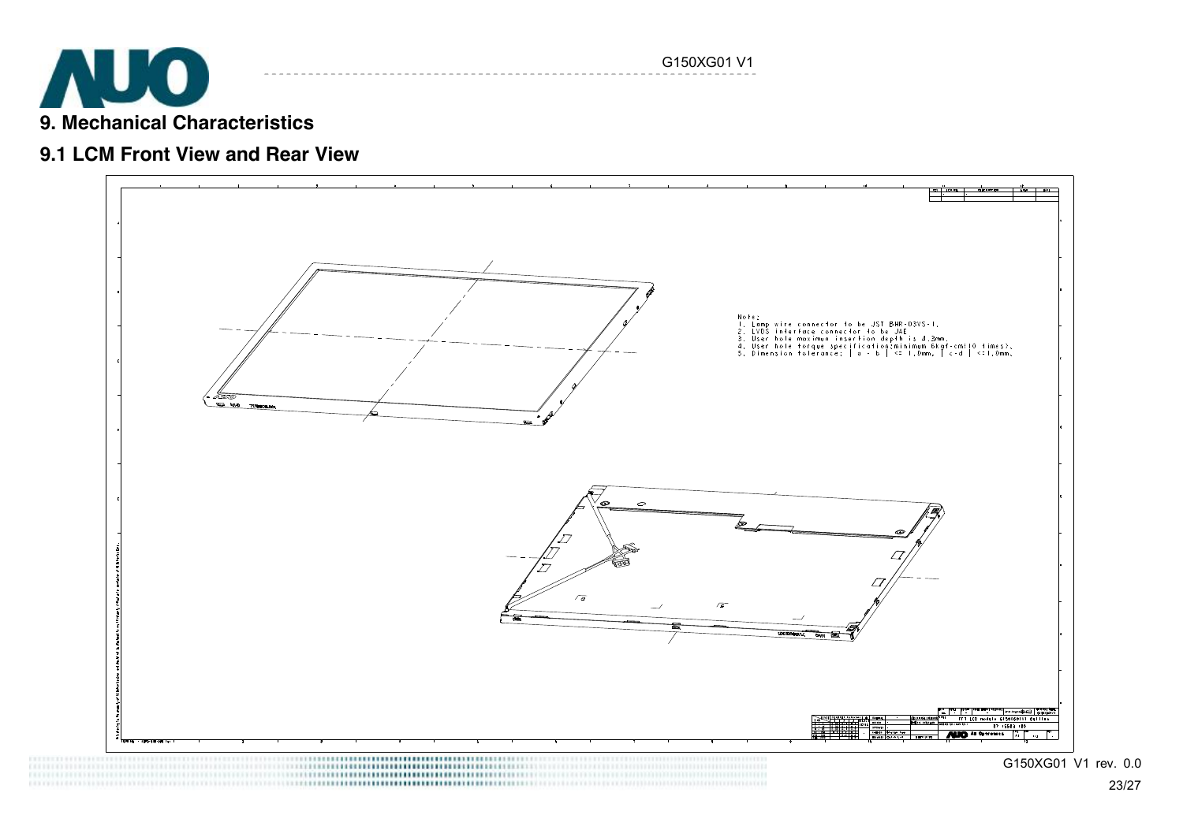# 9. Mechanical Characteristics

## 9.1 LCM Front View and Rear View

Note;
1. Lamp wire connector to be JST BHR-03VS-1.
2. LVDS interface connector to be JAE
3. User hole maximum insertion depth is 4.3mm.
4. User hole torque specification:minimum 6kgf-cm(10 times).
5. Dimension tolerance: | a - b | <= 1.0mm, | c-d | <=1.0mm.

TFT LCD module G150XG01 Outline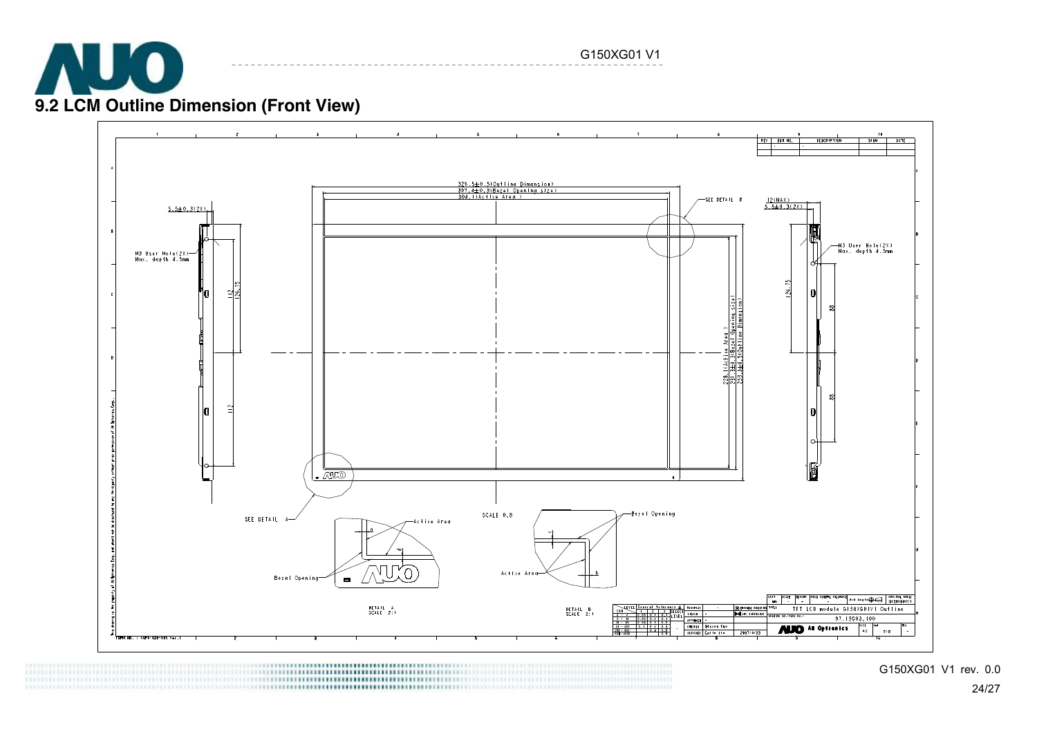## 9.2 LCM Outline Dimension (Front View)

326.5±0.5(Outline Dimension)
307.4±0.3(Bezel Opening size)
304.1(Active Area)

228.1(Active Area)
231.3±0.3(Bezel Opening size)
253.5±0.5(Outline Dimension)

5.5±0.3(2X)

12(MAX)
5.5±0.3(2X)

M3 User Hole(2X)
Max. depth 4.5mm

112
126.75
112

126.75
88
88

SEE DETAIL A

SEE DETAIL B

SCALE 0.8

Active Area

Bezel Opening

DETAIL A
SCALE 2:1

DETAIL B
SCALE 2:1

TFT LCD module G150XG01V1 Outline

97.15G03.100

AU Optronics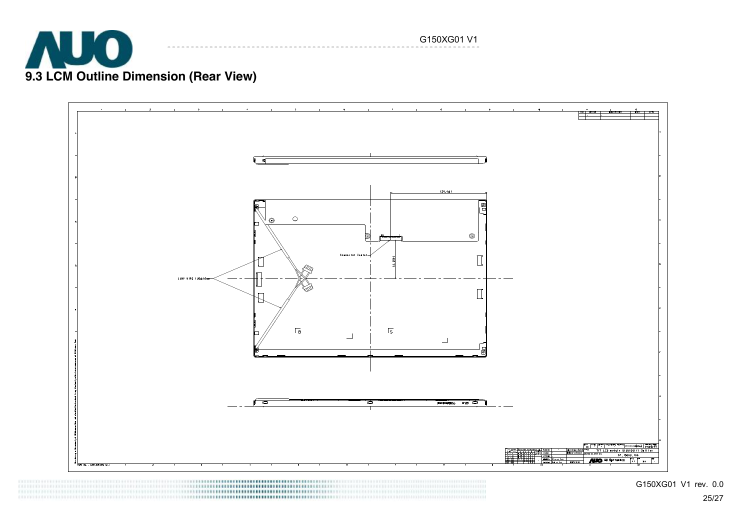## 9.3 LCM Outline Dimension (Rear View)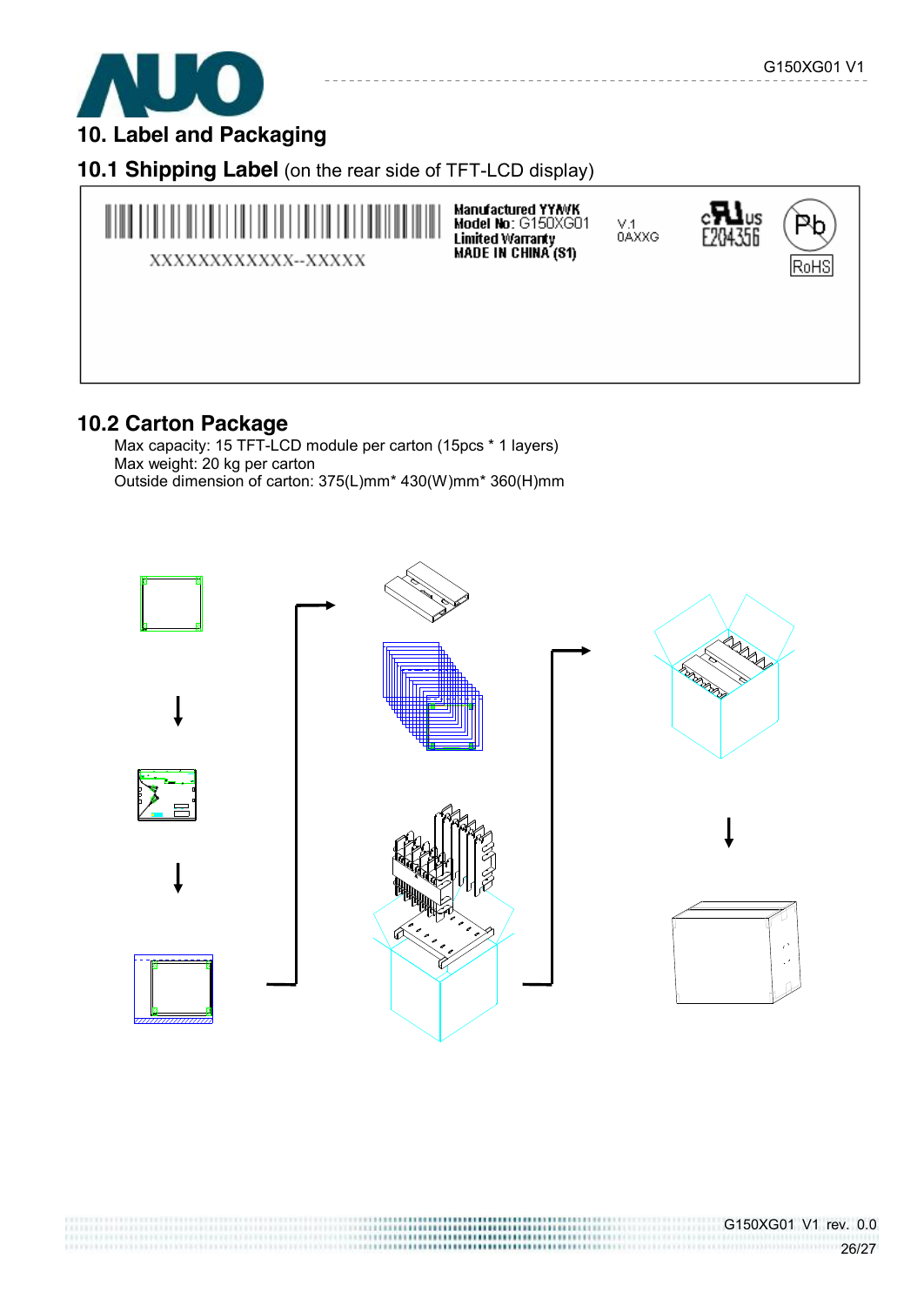# 10. Label and Packaging

## 10.1 Shipping Label (on the rear side of TFT-LCD display)

XXXXXXXXXXXX--XXXXX

Manufactured YY/WK
Model No: G150XG01
Limited Warranty
MADE IN CHINA (S1)

V.1
0AXXG

c UL us
E204356

Pb
RoHS

## 10.2 Carton Package

Max capacity: 15 TFT-LCD module per carton (15pcs * 1 layers)
Max weight: 20 kg per carton
Outside dimension of carton: 375(L)mm* 430(W)mm* 360(H)mm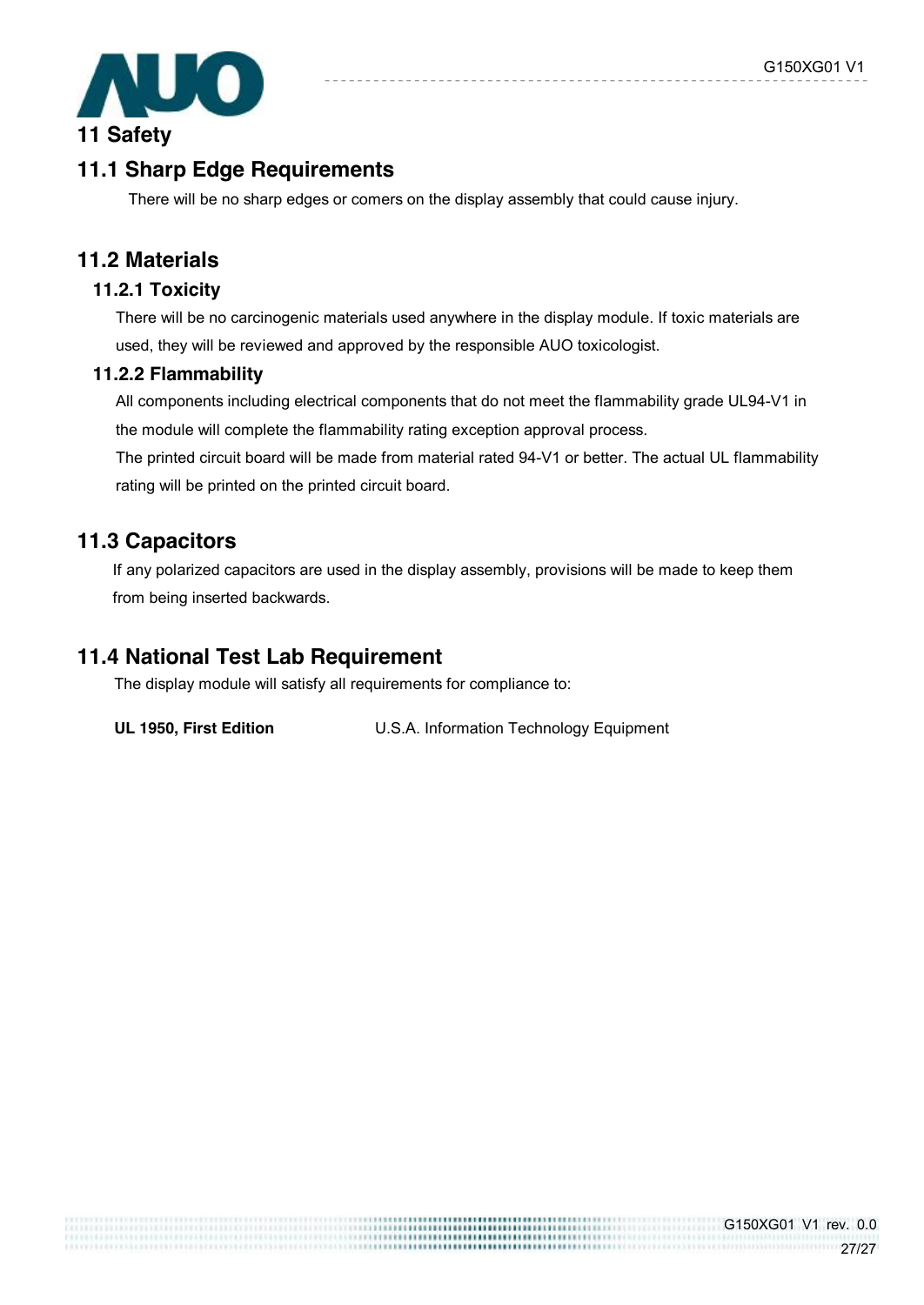# 11 Safety

## 11.1 Sharp Edge Requirements

There will be no sharp edges or comers on the display assembly that could cause injury.

## 11.2 Materials

### 11.2.1 Toxicity

There will be no carcinogenic materials used anywhere in the display module. If toxic materials are used, they will be reviewed and approved by the responsible AUO toxicologist.

### 11.2.2 Flammability

All components including electrical components that do not meet the flammability grade UL94-V1 in the module will complete the flammability rating exception approval process.

The printed circuit board will be made from material rated 94-V1 or better. The actual UL flammability rating will be printed on the printed circuit board.

## 11.3 Capacitors

If any polarized capacitors are used in the display assembly, provisions will be made to keep them from being inserted backwards.

## 11.4 National Test Lab Requirement

The display module will satisfy all requirements for compliance to:

| | |
|---|---|
| **UL 1950, First Edition** | U.S.A. Information Technology Equipment |